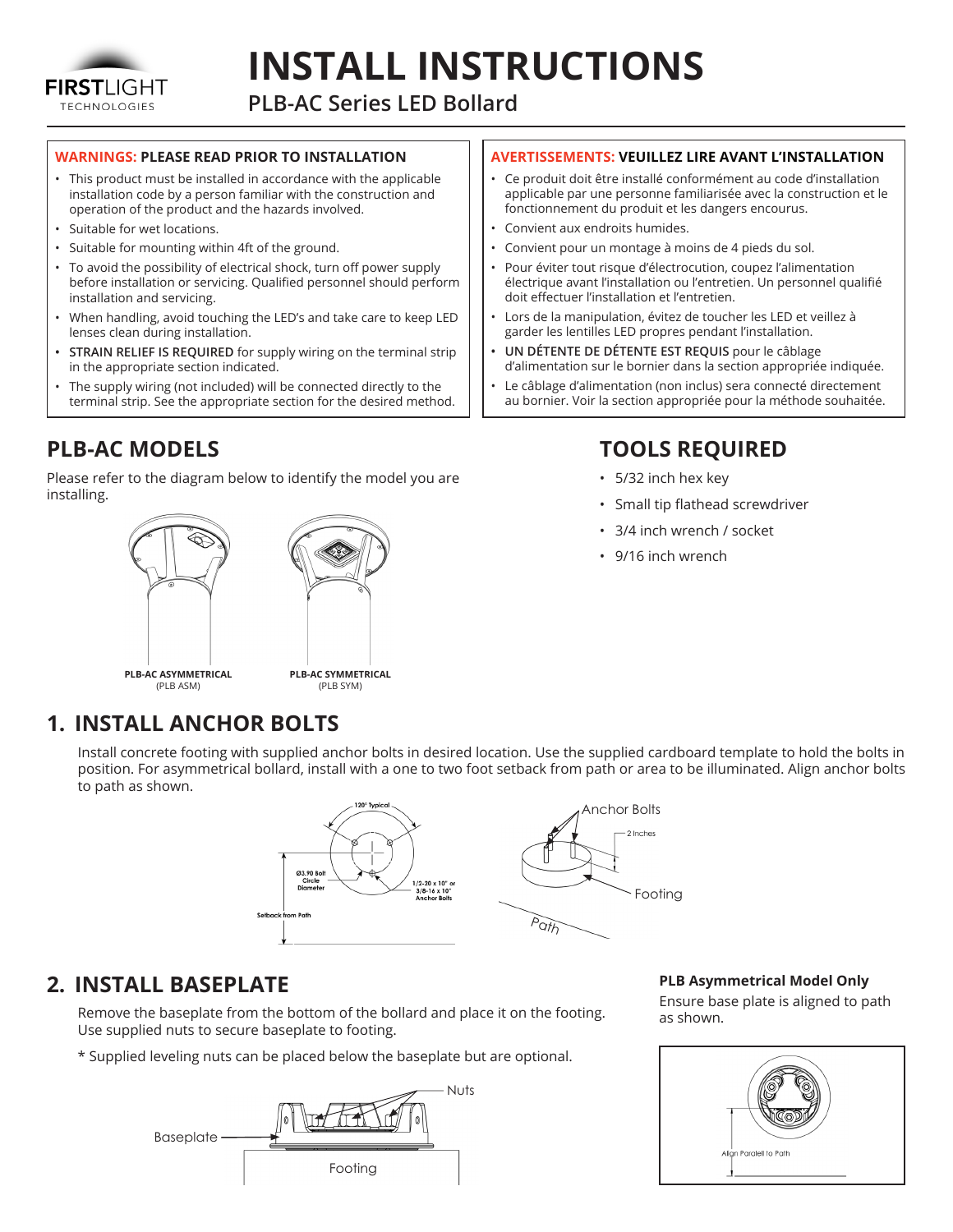# INSTALL INSTRUCTIONS

## PLB-AC Series LED Bollard

### WARNINGS: PLEASE READ PRIOR TO INSTALLATION

- This product must be installed in accordance with the applicable installation code by a person familiar with the construction and operation of the product and the hazards involved.
- Suitable for wet locations.
- Suitable for mounting within 4ft of the ground.
- To avoid the possibility of electrical shock, turn off power supply before installation or servicing. Qualified personnel should perform installation and servicing.
- When handling, avoid touching the LED's and take care to keep LED lenses clean during installation.
- **STRAIN RELIEF IS REQUIRED** for supply wiring on the terminal strip in the appropriate section indicated.
- The supply wiring (not included) will be connected directly to the terminal strip. See the appropriate section for the desired method.

### AVERTISSEMENTS: VEUILLEZ LIRE AVANT L'INSTALLATION

- Ce produit doit être installé conformément au code d'installation applicable par une personne familiarisée avec la construction et le fonctionnement du produit et les dangers encourus.
- Convient aux endroits humides.
- Convient pour un montage à moins de 4 pieds du sol.
- Pour éviter tout risque d'électrocution, coupez l'alimentation électrique avant l'installation ou l'entretien. Un personnel qualifié doit effectuer l'installation et l'entretien.
- Lors de la manipulation, évitez de toucher les LED et veillez à garder les lentilles LED propres pendant l'installation.
- **UN DÉTENTE DE DÉTENTE EST REQUIS** pour le câblage d'alimentation sur le bornier dans la section appropriée indiquée.
- Le câblage d'alimentation (non inclus) sera connecté directement au bornier. Voir la section appropriée pour la méthode souhaitée.

## PLB-AC MODELS

Please refer to the diagram below to identify the model you are installing.

**PLB-AC ASYMMETRICAL** (PLB ASM)

**PLB-AC SYMMETRICAL** (PLB SYM)

## TOOLS REQUIRED

- 5/32 inch hex key
- Small tip flathead screwdriver
- 3/4 inch wrench / socket
- 9/16 inch wrench

## 1. INSTALL ANCHOR BOLTS

Install concrete footing with supplied anchor bolts in desired location. Use the supplied cardboard template to hold the bolts in position. For asymmetrical bollard, install with a one to two foot setback from path or area to be illuminated. Align anchor bolts to path as shown.

120° Typical; Ø3.90 Bolt Circle Diameter; 1/2-20 x 10" or 3/8-16 x 10" Anchor Bolts; Setback from Path; Anchor Bolts; 2 Inches; Footing; Path

## 2. INSTALL BASEPLATE

Remove the baseplate from the bottom of the bollard and place it on the footing. Use supplied nuts to secure baseplate to footing.

\* Supplied leveling nuts can be placed below the baseplate but are optional.

Nuts; Baseplate; Footing

**PLB Asymmetrical Model Only**

Ensure base plate is aligned to path as shown.

Align Paralell to Path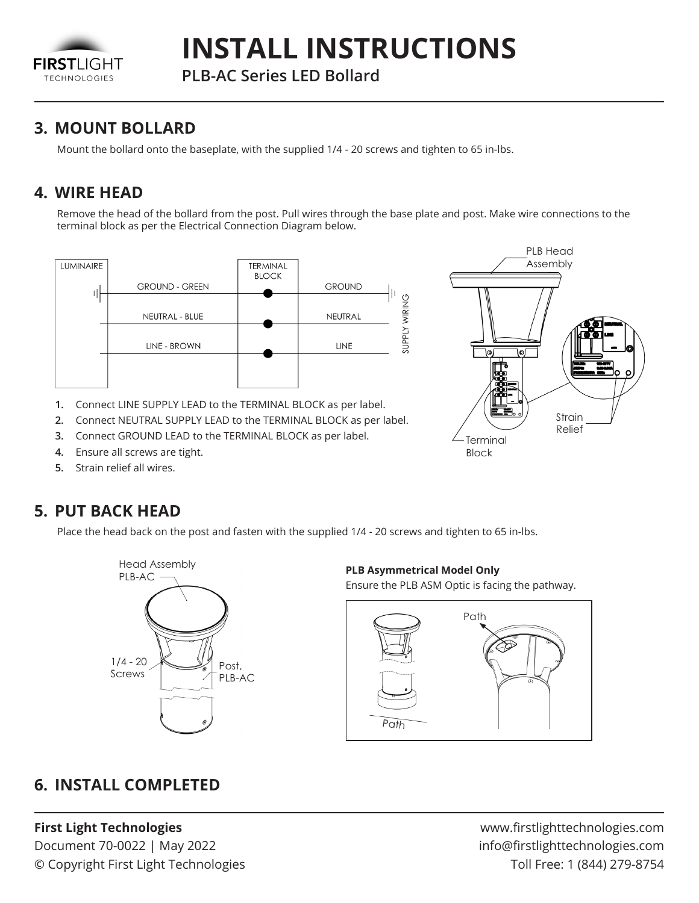# INSTALL INSTRUCTIONS

**PLB-AC Series LED Bollard**

## 3. MOUNT BOLLARD

Mount the bollard onto the baseplate, with the supplied 1/4 - 20 screws and tighten to 65 in-lbs.

## 4. WIRE HEAD

Remove the head of the bollard from the post. Pull wires through the base plate and post. Make wire connections to the terminal block as per the Electrical Connection Diagram below.

LUMINAIRE
TERMINAL BLOCK
GROUND - GREEN
GROUND
NEUTRAL - BLUE
NEUTRAL
LINE - BROWN
LINE
SUPPLY WIRING

PLB Head Assembly
Strain Relief
Terminal Block

1. Connect LINE SUPPLY LEAD to the TERMINAL BLOCK as per label.
2. Connect NEUTRAL SUPPLY LEAD to the TERMINAL BLOCK as per label.
3. Connect GROUND LEAD to the TERMINAL BLOCK as per label.
4. Ensure all screws are tight.
5. Strain relief all wires.

## 5. PUT BACK HEAD

Place the head back on the post and fasten with the supplied 1/4 - 20 screws and tighten to 65 in-lbs.

Head Assembly PLB-AC
1/4 - 20 Screws
Post, PLB-AC

**PLB Asymmetrical Model Only**

Ensure the PLB ASM Optic is facing the pathway.

Path
Path

## 6. INSTALL COMPLETED

**First Light Technologies**
Document 70-0022 | May 2022
© Copyright First Light Technologies

www.firstlighttechnologies.com
info@firstlighttechnologies.com
Toll Free: 1 (844) 279-8754